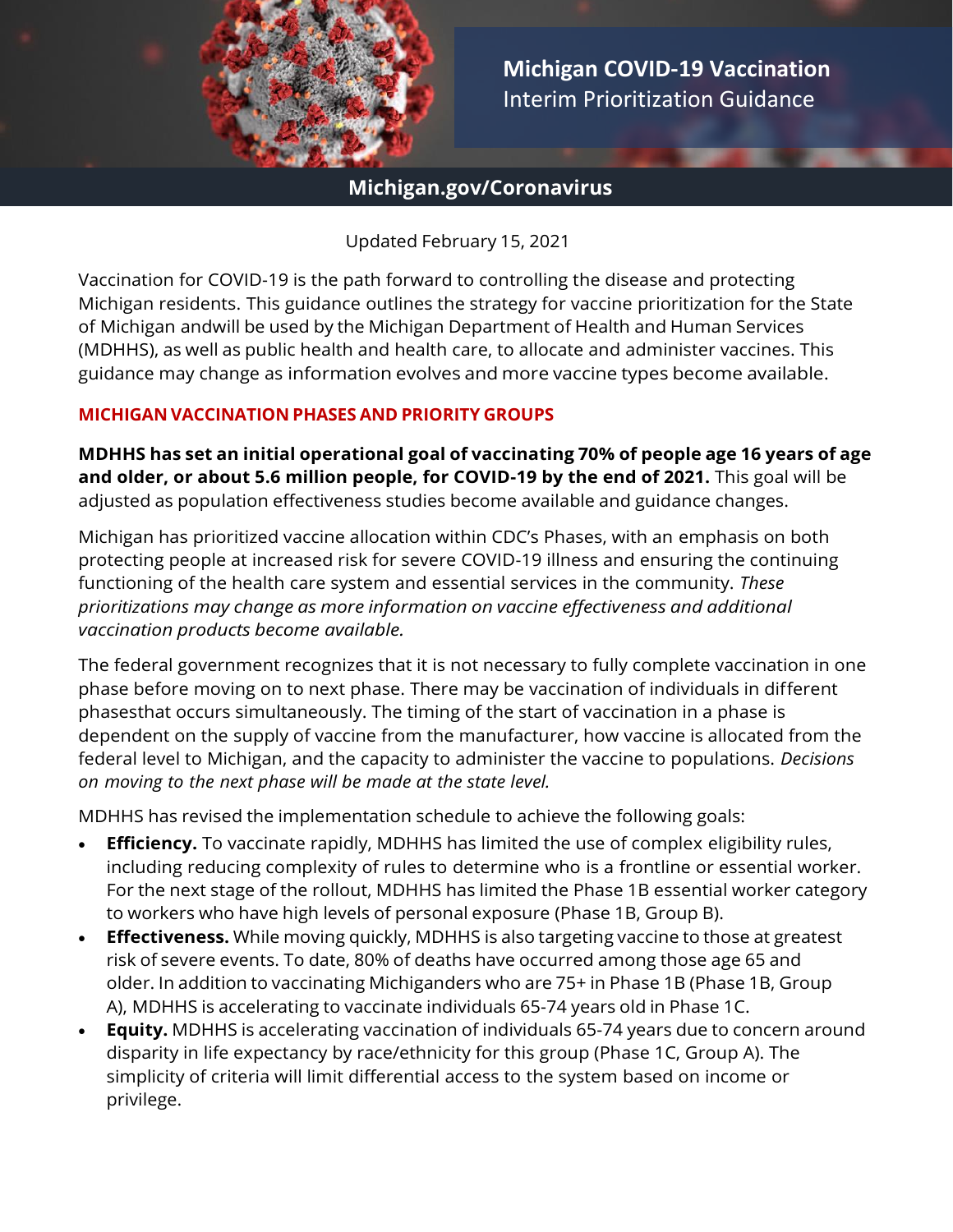# Michigan COVID-19 Vaccination
## Interim Prioritization Guidance

**Michigan.gov/Coronavirus**

Updated February 15, 2021

Vaccination for COVID-19 is the path forward to controlling the disease and protecting Michigan residents. This guidance outlines the strategy for vaccine prioritization for the State of Michigan andwill be used by the Michigan Department of Health and Human Services (MDHHS), as well as public health and health care, to allocate and administer vaccines. This guidance may change as information evolves and more vaccine types become available.

### MICHIGAN VACCINATION PHASES AND PRIORITY GROUPS

**MDHHS has set an initial operational goal of vaccinating 70% of people age 16 years of age and older, or about 5.6 million people, for COVID-19 by the end of 2021.** This goal will be adjusted as population effectiveness studies become available and guidance changes.

Michigan has prioritized vaccine allocation within CDC's Phases, with an emphasis on both protecting people at increased risk for severe COVID-19 illness and ensuring the continuing functioning of the health care system and essential services in the community. *These prioritizations may change as more information on vaccine effectiveness and additional vaccination products become available.*

The federal government recognizes that it is not necessary to fully complete vaccination in one phase before moving on to next phase. There may be vaccination of individuals in different phasesthat occurs simultaneously. The timing of the start of vaccination in a phase is dependent on the supply of vaccine from the manufacturer, how vaccine is allocated from the federal level to Michigan, and the capacity to administer the vaccine to populations. *Decisions on moving to the next phase will be made at the state level.*

MDHHS has revised the implementation schedule to achieve the following goals:

- **Efficiency.** To vaccinate rapidly, MDHHS has limited the use of complex eligibility rules, including reducing complexity of rules to determine who is a frontline or essential worker. For the next stage of the rollout, MDHHS has limited the Phase 1B essential worker category to workers who have high levels of personal exposure (Phase 1B, Group B).
- **Effectiveness.** While moving quickly, MDHHS is also targeting vaccine to those at greatest risk of severe events. To date, 80% of deaths have occurred among those age 65 and older. In addition to vaccinating Michiganders who are 75+ in Phase 1B (Phase 1B, Group A), MDHHS is accelerating to vaccinate individuals 65-74 years old in Phase 1C.
- **Equity.** MDHHS is accelerating vaccination of individuals 65-74 years due to concern around disparity in life expectancy by race/ethnicity for this group (Phase 1C, Group A). The simplicity of criteria will limit differential access to the system based on income or privilege.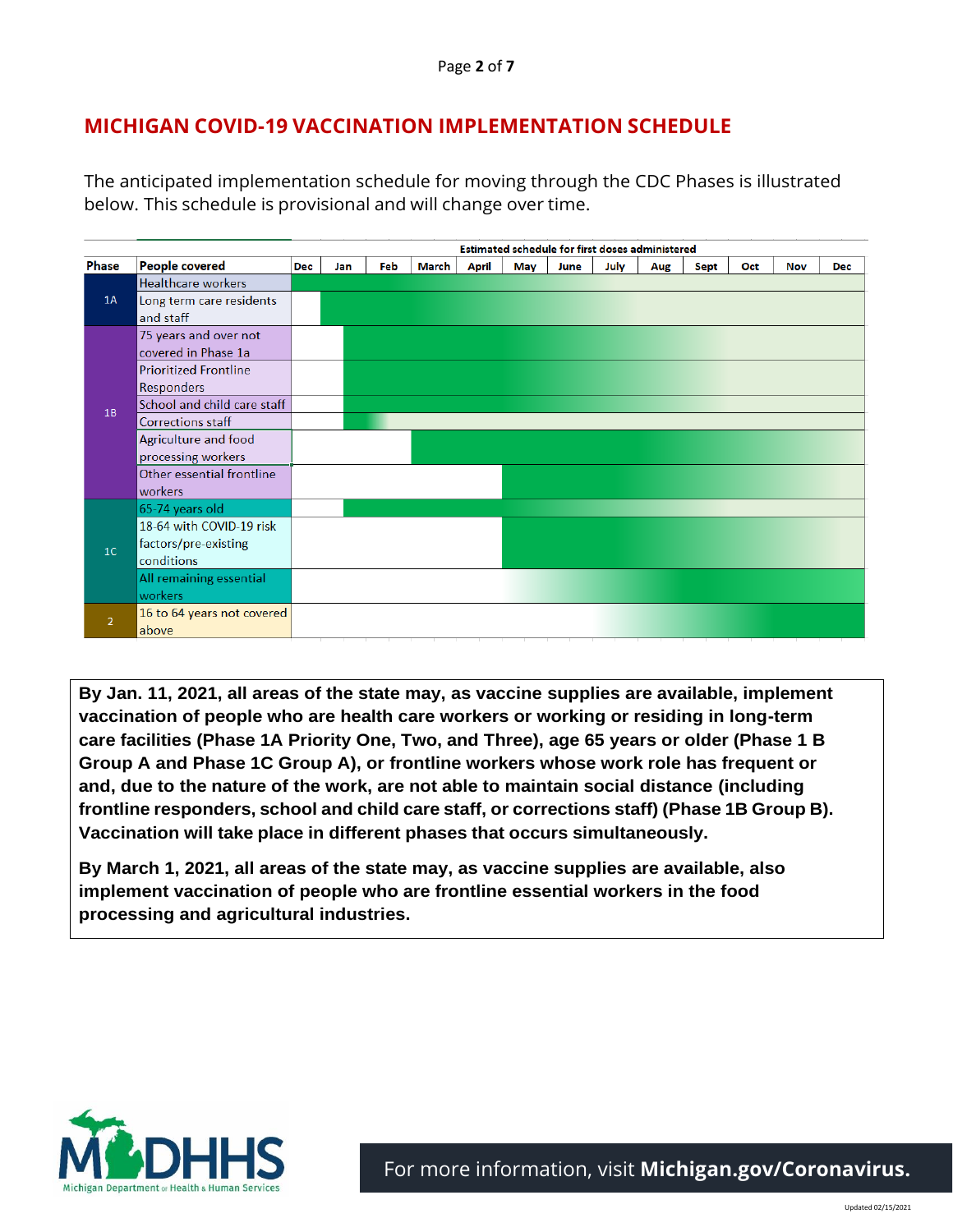## MICHIGAN COVID-19 VACCINATION IMPLEMENTATION SCHEDULE

The anticipated implementation schedule for moving through the CDC Phases is illustrated below. This schedule is provisional and will change over time.

| Phase | People covered | Estimated schedule for first doses administered |
|---|---|---|
| 1A | Healthcare workers | |
| 1A | Long term care residents and staff | |
| 1B | 75 years and over not covered in Phase 1a | |
| 1B | Prioritized Frontline Responders | |
| 1B | School and child care staff | |
| 1B | Corrections staff | |
| 1B | Agriculture and food processing workers | |
| 1B | Other essential frontline workers | |
| 1C | 65-74 years old | |
| 1C | 18-64 with COVID-19 risk factors/pre-existing conditions | |
| 1C | All remaining essential workers | |
| 2 | 16 to 64 years not covered above | |

Schedule columns: Dec, Jan, Feb, March, April, May, June, July, Aug, Sept, Oct, Nov, Dec

**By Jan. 11, 2021, all areas of the state may, as vaccine supplies are available, implement vaccination of people who are health care workers or working or residing in long-term care facilities (Phase 1A Priority One, Two, and Three), age 65 years or older (Phase 1 B Group A and Phase 1C Group A), or frontline workers whose work role has frequent or and, due to the nature of the work, are not able to maintain social distance (including frontline responders, school and child care staff, or corrections staff) (Phase 1B Group B). Vaccination will take place in different phases that occurs simultaneously.**

**By March 1, 2021, all areas of the state may, as vaccine supplies are available, also implement vaccination of people who are frontline essential workers in the food processing and agricultural industries.**

For more information, visit **Michigan.gov/Coronavirus.**

Updated 02/15/2021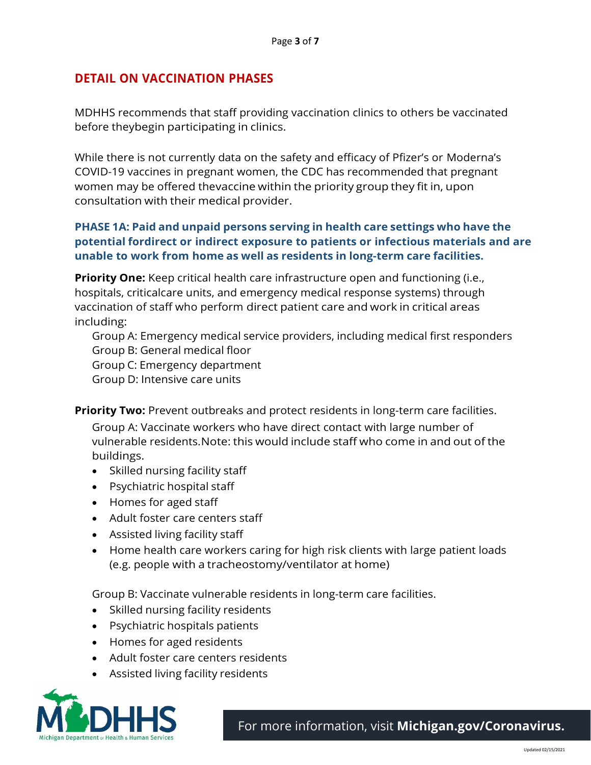## DETAIL ON VACCINATION PHASES

MDHHS recommends that staff providing vaccination clinics to others be vaccinated before theybegin participating in clinics.

While there is not currently data on the safety and efficacy of Pfizer's or Moderna's COVID-19 vaccines in pregnant women, the CDC has recommended that pregnant women may be offered thevaccine within the priority group they fit in, upon consultation with their medical provider.

### PHASE 1A: Paid and unpaid persons serving in health care settings who have the potential fordirect or indirect exposure to patients or infectious materials and are unable to work from home as well as residents in long-term care facilities.

**Priority One:** Keep critical health care infrastructure open and functioning (i.e., hospitals, criticalcare units, and emergency medical response systems) through vaccination of staff who perform direct patient care and work in critical areas including:

Group A: Emergency medical service providers, including medical first responders
Group B: General medical floor
Group C: Emergency department
Group D: Intensive care units

**Priority Two:** Prevent outbreaks and protect residents in long-term care facilities.

Group A: Vaccinate workers who have direct contact with large number of vulnerable residents.Note: this would include staff who come in and out of the buildings.

- Skilled nursing facility staff
- Psychiatric hospital staff
- Homes for aged staff
- Adult foster care centers staff
- Assisted living facility staff
- Home health care workers caring for high risk clients with large patient loads (e.g. people with a tracheostomy/ventilator at home)

Group B: Vaccinate vulnerable residents in long-term care facilities.

- Skilled nursing facility residents
- Psychiatric hospitals patients
- Homes for aged residents
- Adult foster care centers residents
- Assisted living facility residents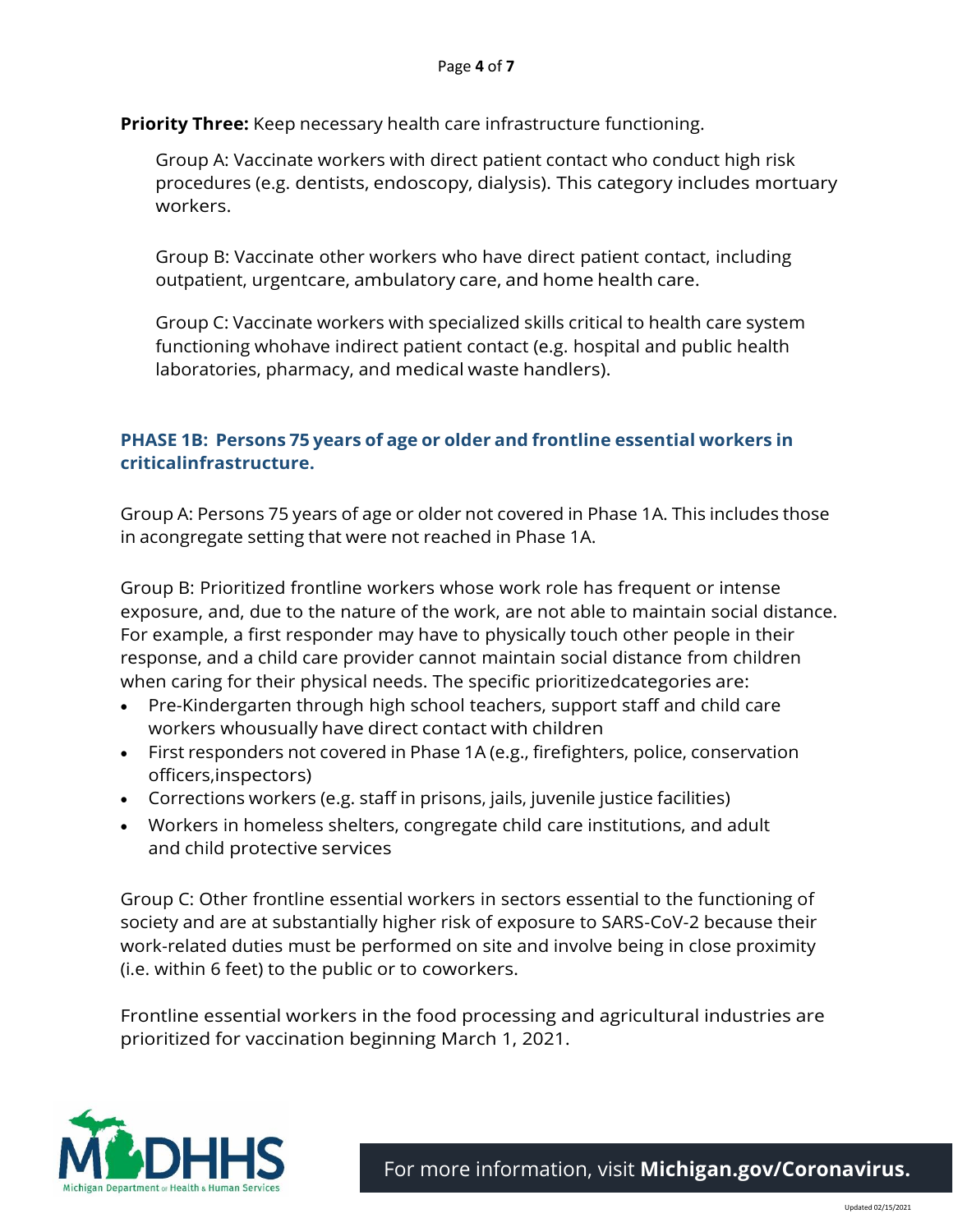**Priority Three:** Keep necessary health care infrastructure functioning.

Group A: Vaccinate workers with direct patient contact who conduct high risk procedures (e.g. dentists, endoscopy, dialysis). This category includes mortuary workers.

Group B: Vaccinate other workers who have direct patient contact, including outpatient, urgentcare, ambulatory care, and home health care.

Group C: Vaccinate workers with specialized skills critical to health care system functioning whohave indirect patient contact (e.g. hospital and public health laboratories, pharmacy, and medical waste handlers).

### PHASE 1B: Persons 75 years of age or older and frontline essential workers in criticalinfrastructure.

Group A: Persons 75 years of age or older not covered in Phase 1A. This includes those in acongregate setting that were not reached in Phase 1A.

Group B: Prioritized frontline workers whose work role has frequent or intense exposure, and, due to the nature of the work, are not able to maintain social distance. For example, a first responder may have to physically touch other people in their response, and a child care provider cannot maintain social distance from children when caring for their physical needs. The specific prioritizedcategories are:

- Pre-Kindergarten through high school teachers, support staff and child care workers whousually have direct contact with children
- First responders not covered in Phase 1A (e.g., firefighters, police, conservation officers,inspectors)
- Corrections workers (e.g. staff in prisons, jails, juvenile justice facilities)
- Workers in homeless shelters, congregate child care institutions, and adult and child protective services

Group C: Other frontline essential workers in sectors essential to the functioning of society and are at substantially higher risk of exposure to SARS-CoV-2 because their work-related duties must be performed on site and involve being in close proximity (i.e. within 6 feet) to the public or to coworkers.

Frontline essential workers in the food processing and agricultural industries are prioritized for vaccination beginning March 1, 2021.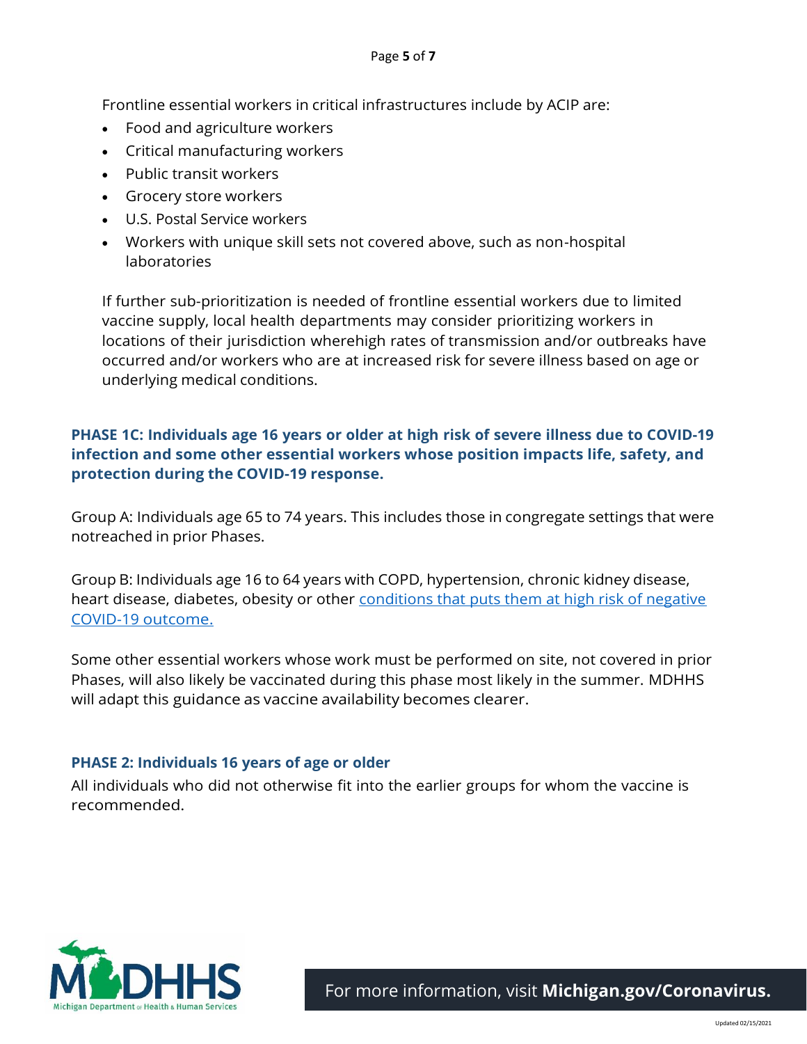Frontline essential workers in critical infrastructures include by ACIP are:

- Food and agriculture workers
- Critical manufacturing workers
- Public transit workers
- Grocery store workers
- U.S. Postal Service workers
- Workers with unique skill sets not covered above, such as non-hospital laboratories

If further sub-prioritization is needed of frontline essential workers due to limited vaccine supply, local health departments may consider prioritizing workers in locations of their jurisdiction wherehigh rates of transmission and/or outbreaks have occurred and/or workers who are at increased risk for severe illness based on age or underlying medical conditions.

### PHASE 1C: Individuals age 16 years or older at high risk of severe illness due to COVID-19 infection and some other essential workers whose position impacts life, safety, and protection during the COVID-19 response.

Group A: Individuals age 65 to 74 years. This includes those in congregate settings that were notreached in prior Phases.

Group B: Individuals age 16 to 64 years with COPD, hypertension, chronic kidney disease, heart disease, diabetes, obesity or other conditions that puts them at high risk of negative COVID-19 outcome.

Some other essential workers whose work must be performed on site, not covered in prior Phases, will also likely be vaccinated during this phase most likely in the summer. MDHHS will adapt this guidance as vaccine availability becomes clearer.

### PHASE 2: Individuals 16 years of age or older

All individuals who did not otherwise fit into the earlier groups for whom the vaccine is recommended.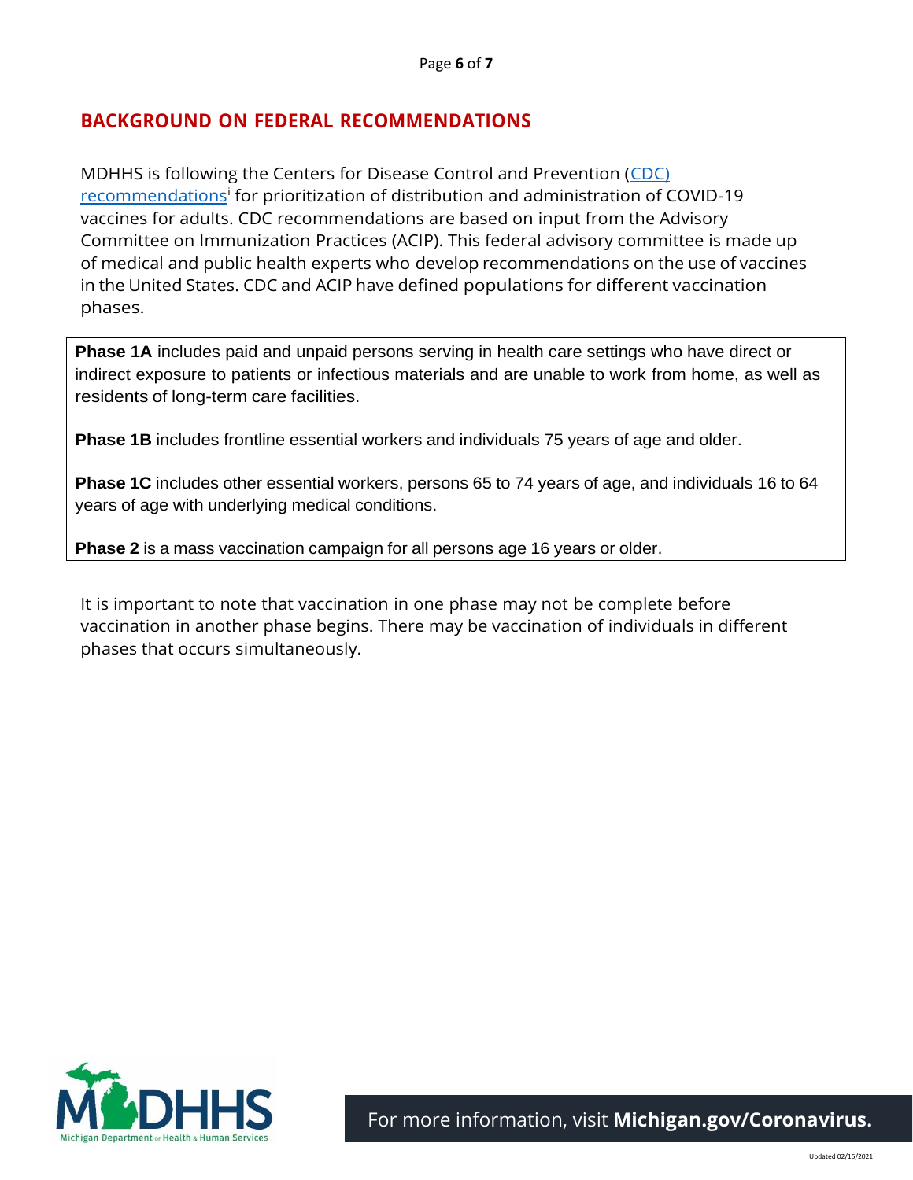## BACKGROUND ON FEDERAL RECOMMENDATIONS

MDHHS is following the Centers for Disease Control and Prevention (CDC) recommendations[i] for prioritization of distribution and administration of COVID-19 vaccines for adults. CDC recommendations are based on input from the Advisory Committee on Immunization Practices (ACIP). This federal advisory committee is made up of medical and public health experts who develop recommendations on the use of vaccines in the United States. CDC and ACIP have defined populations for different vaccination phases.

**Phase 1A** includes paid and unpaid persons serving in health care settings who have direct or indirect exposure to patients or infectious materials and are unable to work from home, as well as residents of long-term care facilities.

**Phase 1B** includes frontline essential workers and individuals 75 years of age and older.

**Phase 1C** includes other essential workers, persons 65 to 74 years of age, and individuals 16 to 64 years of age with underlying medical conditions.

**Phase 2** is a mass vaccination campaign for all persons age 16 years or older.

It is important to note that vaccination in one phase may not be complete before vaccination in another phase begins. There may be vaccination of individuals in different phases that occurs simultaneously.

MDHHS Michigan Department of Health & Human Services

For more information, visit **Michigan.gov/Coronavirus.**

Updated 02/15/2021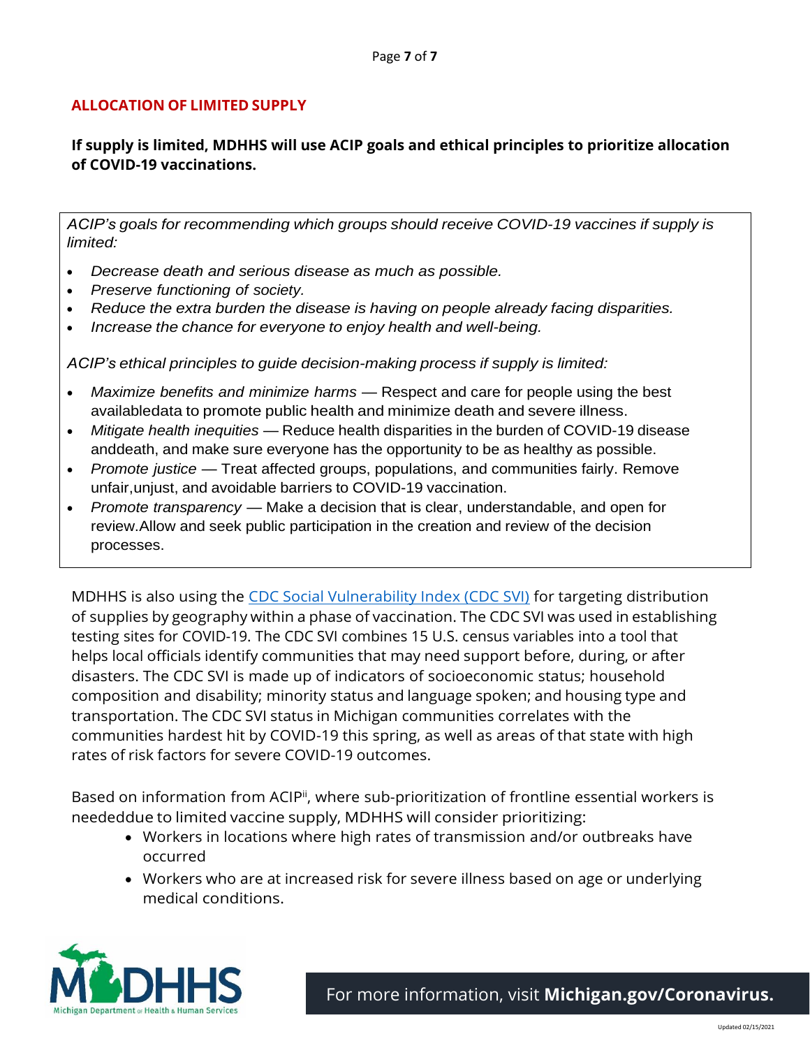## ALLOCATION OF LIMITED SUPPLY

**If supply is limited, MDHHS will use ACIP goals and ethical principles to prioritize allocation of COVID-19 vaccinations.**

*ACIP's goals for recommending which groups should receive COVID-19 vaccines if supply is limited:*

- *Decrease death and serious disease as much as possible.*
- *Preserve functioning of society.*
- *Reduce the extra burden the disease is having on people already facing disparities.*
- *Increase the chance for everyone to enjoy health and well-being.*

*ACIP's ethical principles to guide decision-making process if supply is limited:*

- *Maximize benefits and minimize harms* — Respect and care for people using the best availabledata to promote public health and minimize death and severe illness.
- *Mitigate health inequities* — Reduce health disparities in the burden of COVID-19 disease anddeath, and make sure everyone has the opportunity to be as healthy as possible.
- *Promote justice* — Treat affected groups, populations, and communities fairly. Remove unfair,unjust, and avoidable barriers to COVID-19 vaccination.
- *Promote transparency* — Make a decision that is clear, understandable, and open for review.Allow and seek public participation in the creation and review of the decision processes.

MDHHS is also using the [CDC Social Vulnerability Index (CDC SVI)]() for targeting distribution of supplies by geography within a phase of vaccination. The CDC SVI was used in establishing testing sites for COVID-19. The CDC SVI combines 15 U.S. census variables into a tool that helps local officials identify communities that may need support before, during, or after disasters. The CDC SVI is made up of indicators of socioeconomic status; household composition and disability; minority status and language spoken; and housing type and transportation. The CDC SVI status in Michigan communities correlates with the communities hardest hit by COVID-19 this spring, as well as areas of that state with high rates of risk factors for severe COVID-19 outcomes.

Based on information from ACIP[ii], where sub-prioritization of frontline essential workers is neededdue to limited vaccine supply, MDHHS will consider prioritizing:

- Workers in locations where high rates of transmission and/or outbreaks have occurred
- Workers who are at increased risk for severe illness based on age or underlying medical conditions.

For more information, visit **Michigan.gov/Coronavirus.**

Updated 02/15/2021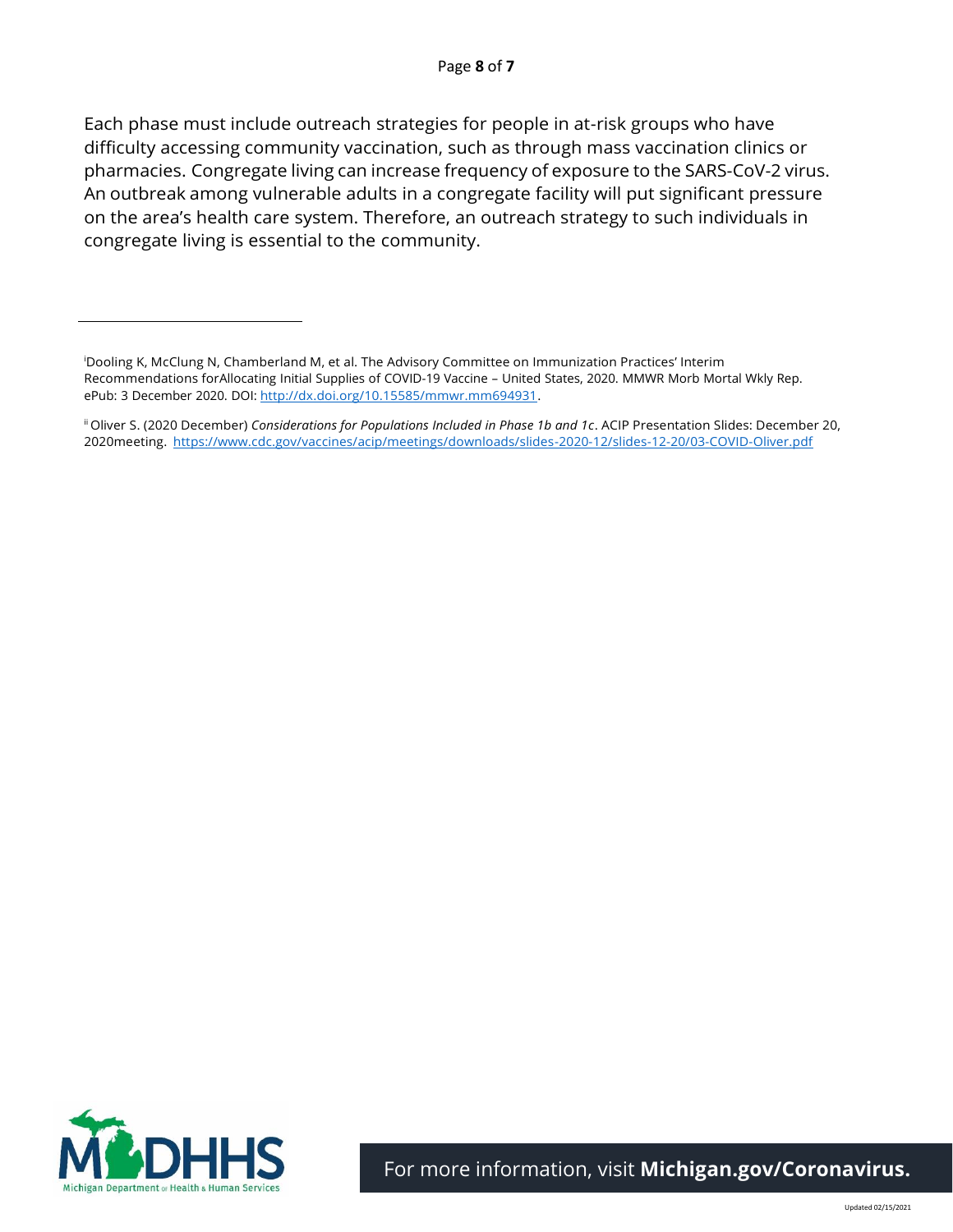Each phase must include outreach strategies for people in at-risk groups who have difficulty accessing community vaccination, such as through mass vaccination clinics or pharmacies. Congregate living can increase frequency of exposure to the SARS-CoV-2 virus. An outbreak among vulnerable adults in a congregate facility will put significant pressure on the area's health care system. Therefore, an outreach strategy to such individuals in congregate living is essential to the community.

---

[i] Dooling K, McClung N, Chamberland M, et al. The Advisory Committee on Immunization Practices' Interim Recommendations forAllocating Initial Supplies of COVID-19 Vaccine – United States, 2020. MMWR Morb Mortal Wkly Rep. ePub: 3 December 2020. DOI: http://dx.doi.org/10.15585/mmwr.mm694931.

[ii] Oliver S. (2020 December) *Considerations for Populations Included in Phase 1b and 1c*. ACIP Presentation Slides: December 20, 2020meeting. https://www.cdc.gov/vaccines/acip/meetings/downloads/slides-2020-12/slides-12-20/03-COVID-Oliver.pdf

For more information, visit **Michigan.gov/Coronavirus.**

Updated 02/15/2021